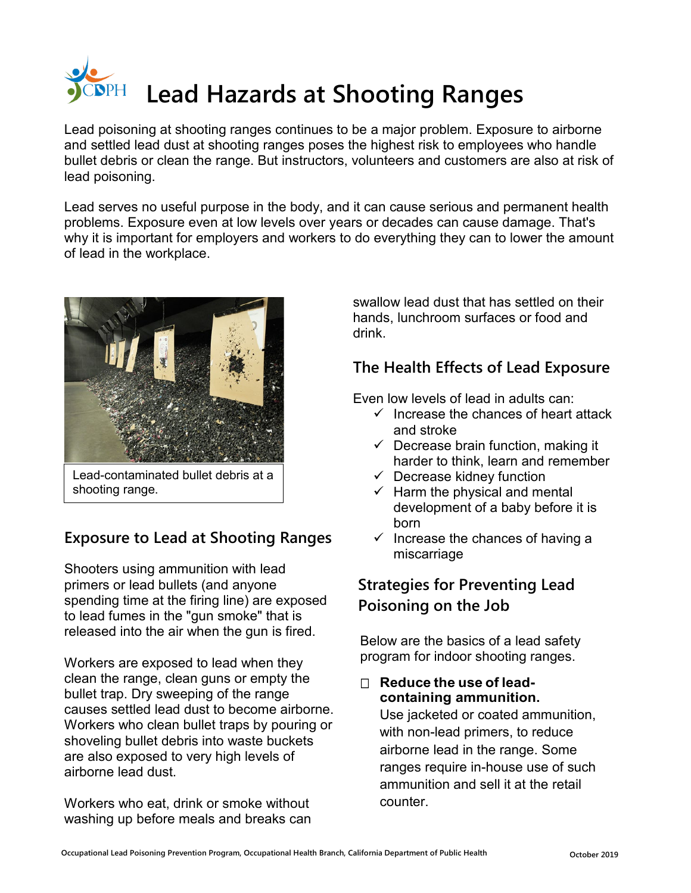# Lead Hazards at Shooting Ranges

Lead poisoning at shooting ranges continues to be a major problem. Exposure to airborne and settled lead dust at shooting ranges poses the highest risk to employees who handle bullet debris or clean the range. But instructors, volunteers and customers are also at risk of lead poisoning.

Lead serves no useful purpose in the body, and it can cause serious and permanent health problems. Exposure even at low levels over years or decades can cause damage. That's why it is important for employers and workers to do everything they can to lower the amount of lead in the workplace.

Lead-contaminated bullet debris at a shooting range.

## Exposure to Lead at Shooting Ranges

Shooters using ammunition with lead primers or lead bullets (and anyone spending time at the firing line) are exposed to lead fumes in the "gun smoke" that is released into the air when the gun is fired.

Workers are exposed to lead when they clean the range, clean guns or empty the bullet trap. Dry sweeping of the range causes settled lead dust to become airborne. Workers who clean bullet traps by pouring or shoveling bullet debris into waste buckets are also exposed to very high levels of airborne lead dust.

Workers who eat, drink or smoke without washing up before meals and breaks can swallow lead dust that has settled on their hands, lunchroom surfaces or food and drink.

## The Health Effects of Lead Exposure

Even low levels of lead in adults can:

- ✓ Increase the chances of heart attack and stroke
- ✓ Decrease brain function, making it harder to think, learn and remember
- ✓ Decrease kidney function
- ✓ Harm the physical and mental development of a baby before it is born
- ✓ Increase the chances of having a miscarriage

## Strategies for Preventing Lead Poisoning on the Job

Below are the basics of a lead safety program for indoor shooting ranges.

- ☐ **Reduce the use of lead-containing ammunition.** Use jacketed or coated ammunition, with non-lead primers, to reduce airborne lead in the range. Some ranges require in-house use of such ammunition and sell it at the retail counter.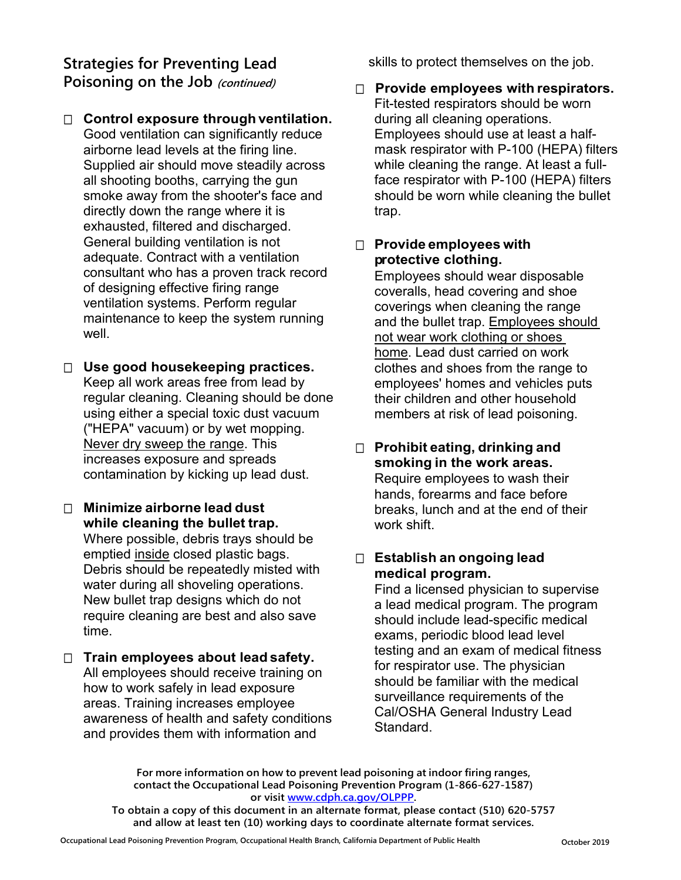## Strategies for Preventing Lead Poisoning on the Job *(continued)*

- **Control exposure through ventilation.** Good ventilation can significantly reduce airborne lead levels at the firing line. Supplied air should move steadily across all shooting booths, carrying the gun smoke away from the shooter's face and directly down the range where it is exhausted, filtered and discharged. General building ventilation is not adequate. Contract with a ventilation consultant who has a proven track record of designing effective firing range ventilation systems. Perform regular maintenance to keep the system running well.

- **Use good housekeeping practices.** Keep all work areas free from lead by regular cleaning. Cleaning should be done using either a special toxic dust vacuum ("HEPA" vacuum) or by wet mopping. <u>Never dry sweep the range</u>. This increases exposure and spreads contamination by kicking up lead dust.

- **Minimize airborne lead dust while cleaning the bullet trap.** Where possible, debris trays should be emptied <u>inside</u> closed plastic bags. Debris should be repeatedly misted with water during all shoveling operations. New bullet trap designs which do not require cleaning are best and also save time.

- **Train employees about lead safety.** All employees should receive training on how to work safely in lead exposure areas. Training increases employee awareness of health and safety conditions and provides them with information and skills to protect themselves on the job.

- **Provide employees with respirators.** Fit-tested respirators should be worn during all cleaning operations. Employees should use at least a half-mask respirator with P-100 (HEPA) filters while cleaning the range. At least a full-face respirator with P-100 (HEPA) filters should be worn while cleaning the bullet trap.

- **Provide employees with protective clothing.** Employees should wear disposable coveralls, head covering and shoe coverings when cleaning the range and the bullet trap. <u>Employees should not wear work clothing or shoes home</u>. Lead dust carried on work clothes and shoes from the range to employees' homes and vehicles puts their children and other household members at risk of lead poisoning.

- **Prohibit eating, drinking and smoking in the work areas.** Require employees to wash their hands, forearms and face before breaks, lunch and at the end of their work shift.

- **Establish an ongoing lead medical program.** Find a licensed physician to supervise a lead medical program. The program should include lead-specific medical exams, periodic blood lead level testing and an exam of medical fitness for respirator use. The physician should be familiar with the medical surveillance requirements of the Cal/OSHA General Industry Lead Standard.

**For more information on how to prevent lead poisoning at indoor firing ranges, contact the Occupational Lead Poisoning Prevention Program (1-866-627-1587) or visit [www.cdph.ca.gov/OLPPP](http://www.cdph.ca.gov/OLPPP).**
**To obtain a copy of this document in an alternate format, please contact (510) 620-5757 and allow at least ten (10) working days to coordinate alternate format services.**

Occupational Lead Poisoning Prevention Program, Occupational Health Branch, California Department of Public Health — October 2019